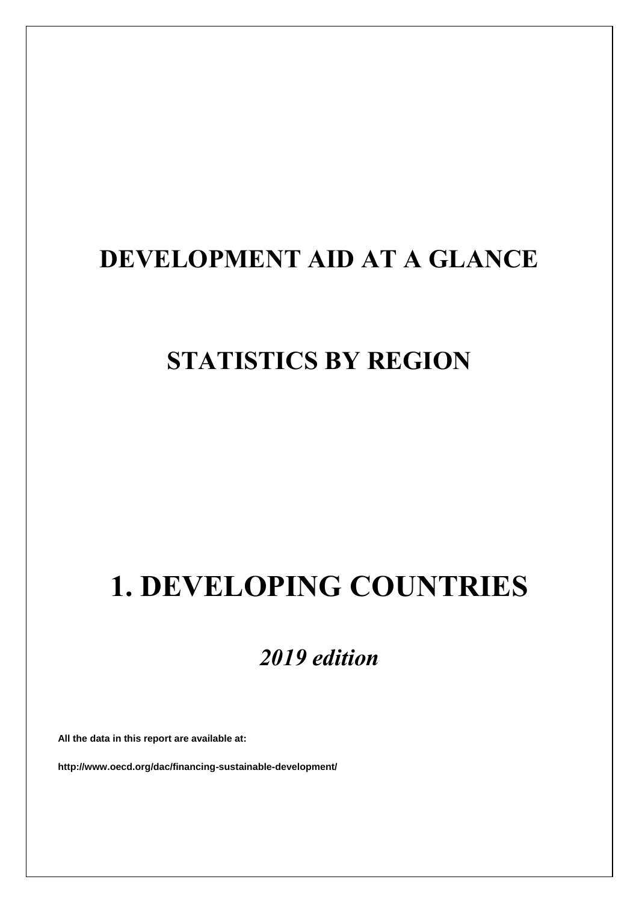# DEVELOPMENT AID AT A GLANCE

# STATISTICS BY REGION

# 1. DEVELOPING COUNTRIES

## *2019 edition*

**All the data in this report are available at:**

**http://www.oecd.org/dac/financing-sustainable-development/**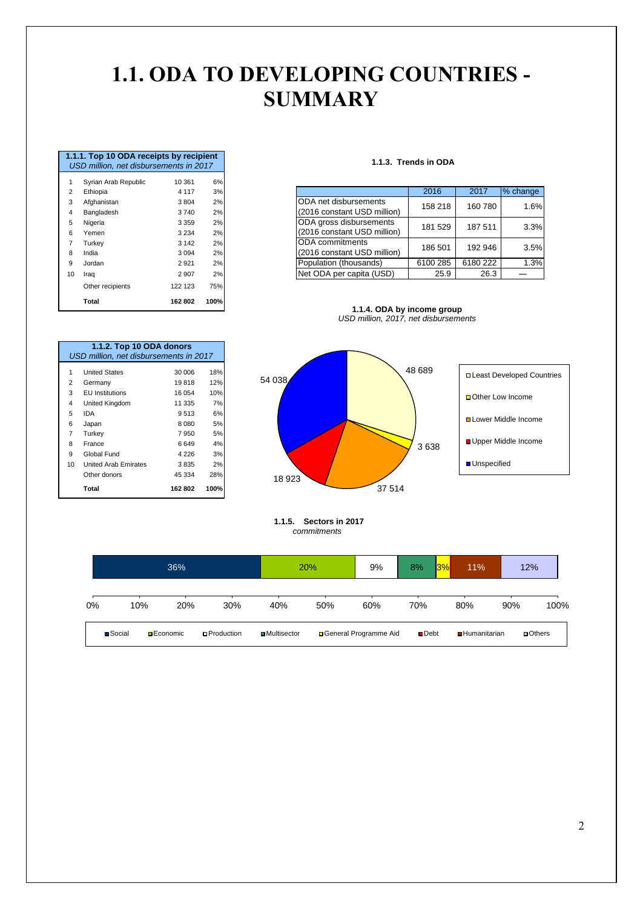# 1.1. ODA TO DEVELOPING COUNTRIES - SUMMARY

**1.1.1. Top 10 ODA receipts by recipient**
*USD million, net disbursements in 2017*

| | | | |
|---|---|---|---|
| 1 | Syrian Arab Republic | 10 361 | 6% |
| 2 | Ethiopia | 4 117 | 3% |
| 3 | Afghanistan | 3 804 | 2% |
| 4 | Bangladesh | 3 740 | 2% |
| 5 | Nigeria | 3 359 | 2% |
| 6 | Yemen | 3 234 | 2% |
| 7 | Turkey | 3 142 | 2% |
| 8 | India | 3 094 | 2% |
| 9 | Jordan | 2 921 | 2% |
| 10 | Iraq | 2 907 | 2% |
| | Other recipients | 122 123 | 75% |
| | **Total** | **162 802** | **100%** |

**1.1.3. Trends in ODA**

| | 2016 | 2017 | % change |
|---|---|---|---|
| ODA net disbursements (2016 constant USD million) | 158 218 | 160 780 | 1.6% |
| ODA gross disbursements (2016 constant USD million) | 181 529 | 187 511 | 3.3% |
| ODA commitments (2016 constant USD million) | 186 501 | 192 946 | 3.5% |
| Population (thousands) | 6100 285 | 6180 222 | 1.3% |
| Net ODA per capita (USD) | 25.9 | 26.3 | — |

**1.1.2. Top 10 ODA donors**
*USD million, net disbursements in 2017*

| | | | |
|---|---|---|---|
| 1 | United States | 30 006 | 18% |
| 2 | Germany | 19 818 | 12% |
| 3 | EU Institutions | 16 054 | 10% |
| 4 | United Kingdom | 11 335 | 7% |
| 5 | IDA | 9 513 | 6% |
| 6 | Japan | 8 080 | 5% |
| 7 | Turkey | 7 950 | 5% |
| 8 | France | 6 649 | 4% |
| 9 | Global Fund | 4 226 | 3% |
| 10 | United Arab Emirates | 3 835 | 2% |
| | Other donors | 45 334 | 28% |
| | **Total** | **162 802** | **100%** |

**1.1.4. ODA by income group**
*USD million, 2017, net disbursements*

| Income group | USD million |
|---|---|
| Least Developed Countries | 48 689 |
| Other Low Income | 3 638 |
| Lower Middle Income | 37 514 |
| Upper Middle Income | 18 923 |
| Unspecified | 54 038 |

**1.1.5. Sectors in 2017**
*commitments*

| Social | Economic | Production | Multisector | General Programme Aid | Debt | Humanitarian | Others |
|---|---|---|---|---|---|---|---|
| 36% | 20% | 9% | 8% | 3% | | 11% | 12% |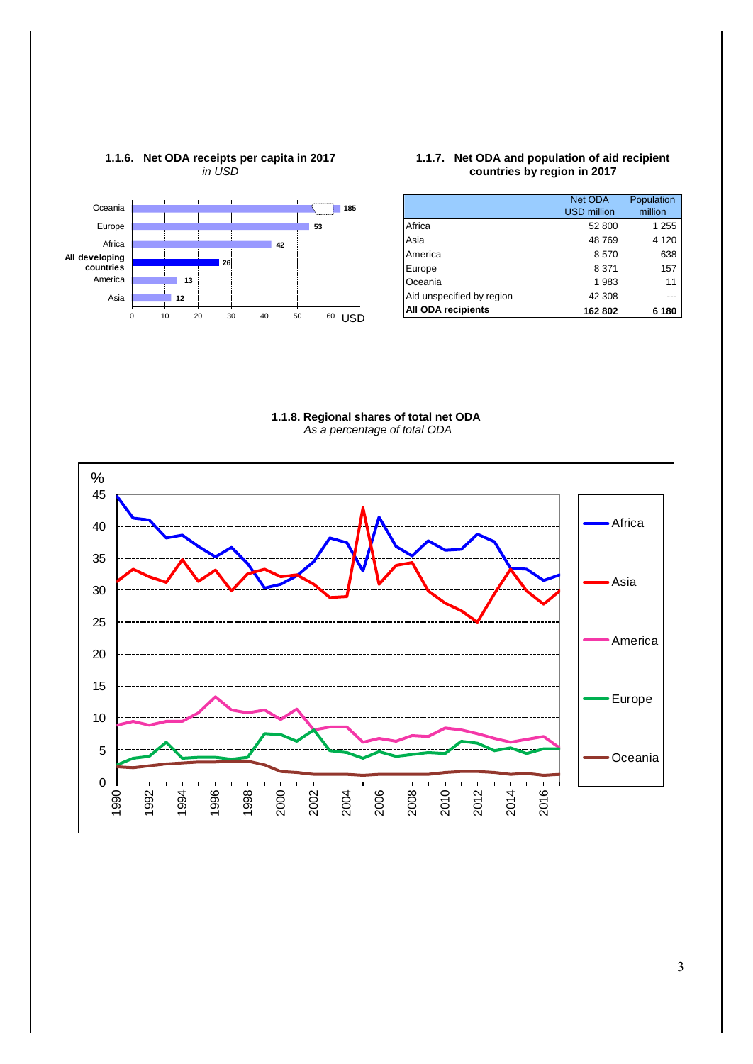**1.1.6. Net ODA receipts per capita in 2017**
*in USD*

| Region | USD |
|---|---|
| Oceania | 185 |
| Europe | 53 |
| Africa | 42 |
| **All developing countries** | 26 |
| America | 13 |
| Asia | 12 |

**1.1.7. Net ODA and population of aid recipient countries by region in 2017**

| | Net ODA USD million | Population million |
|---|---|---|
| Africa | 52 800 | 1 255 |
| Asia | 48 769 | 4 120 |
| America | 8 570 | 638 |
| Europe | 8 371 | 157 |
| Oceania | 1 983 | 11 |
| Aid unspecified by region | 42 308 | --- |
| **All ODA recipients** | **162 802** | **6 180** |

**1.1.8. Regional shares of total net ODA**
*As a percentage of total ODA*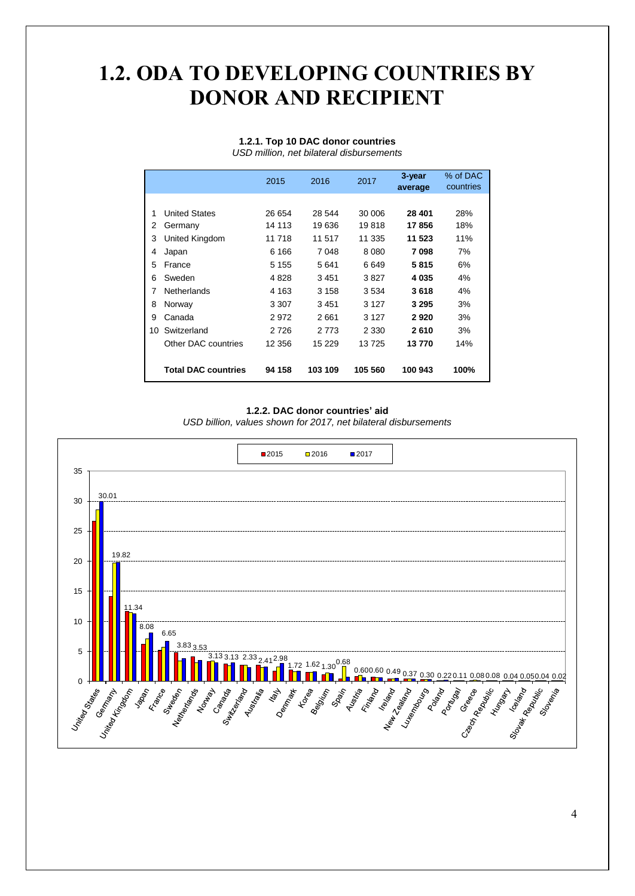# 1.2. ODA TO DEVELOPING COUNTRIES BY DONOR AND RECIPIENT

**1.2.1. Top 10 DAC donor countries**

*USD million, net bilateral disbursements*

| | | 2015 | 2016 | 2017 | 3-year average | % of DAC countries |
|---|---|---|---|---|---|---|
| 1 | United States | 26 654 | 28 544 | 30 006 | **28 401** | 28% |
| 2 | Germany | 14 113 | 19 636 | 19 818 | **17 856** | 18% |
| 3 | United Kingdom | 11 718 | 11 517 | 11 335 | **11 523** | 11% |
| 4 | Japan | 6 166 | 7 048 | 8 080 | **7 098** | 7% |
| 5 | France | 5 155 | 5 641 | 6 649 | **5 815** | 6% |
| 6 | Sweden | 4 828 | 3 451 | 3 827 | **4 035** | 4% |
| 7 | Netherlands | 4 163 | 3 158 | 3 534 | **3 618** | 4% |
| 8 | Norway | 3 307 | 3 451 | 3 127 | **3 295** | 3% |
| 9 | Canada | 2 972 | 2 661 | 3 127 | **2 920** | 3% |
| 10 | Switzerland | 2 726 | 2 773 | 2 330 | **2 610** | 3% |
| | Other DAC countries | 12 356 | 15 229 | 13 725 | **13 770** | 14% |
| | **Total DAC countries** | **94 158** | **103 109** | **105 560** | **100 943** | **100%** |

**1.2.2. DAC donor countries' aid**

*USD billion, values shown for 2017, net bilateral disbursements*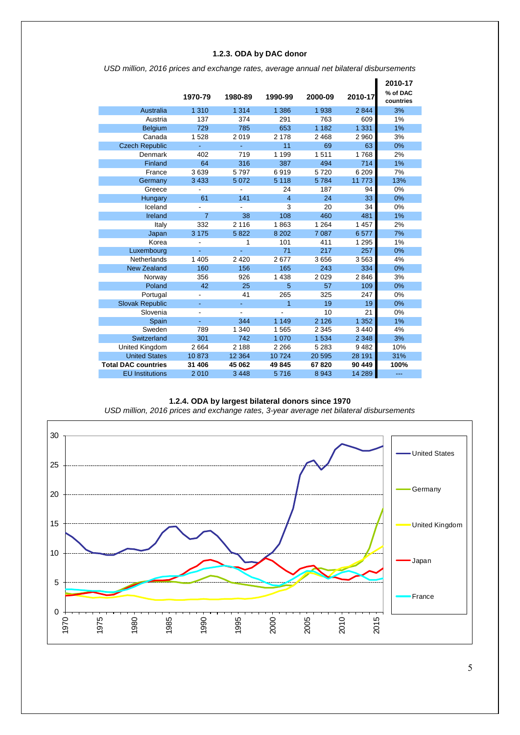### 1.2.3. ODA by DAC donor

*USD million, 2016 prices and exchange rates, average annual net bilateral disbursements*

| | 1970-79 | 1980-89 | 1990-99 | 2000-09 | 2010-17 | 2010-17 % of DAC countries |
|---|---|---|---|---|---|---|
| Australia | 1 310 | 1 314 | 1 386 | 1 938 | 2 844 | 3% |
| Austria | 137 | 374 | 291 | 763 | 609 | 1% |
| Belgium | 729 | 785 | 653 | 1 182 | 1 331 | 1% |
| Canada | 1 528 | 2 019 | 2 178 | 2 468 | 2 960 | 3% |
| Czech Republic | - | - | 11 | 69 | 63 | 0% |
| Denmark | 402 | 719 | 1 199 | 1 511 | 1 768 | 2% |
| Finland | 64 | 316 | 387 | 494 | 714 | 1% |
| France | 3 639 | 5 797 | 6 919 | 5 720 | 6 209 | 7% |
| Germany | 3 433 | 5 072 | 5 118 | 5 784 | 11 773 | 13% |
| Greece | - | - | 24 | 187 | 94 | 0% |
| Hungary | 61 | 141 | 4 | 24 | 33 | 0% |
| Iceland | - | - | 3 | 20 | 34 | 0% |
| Ireland | 7 | 38 | 108 | 460 | 481 | 1% |
| Italy | 332 | 2 116 | 1 863 | 1 264 | 1 457 | 2% |
| Japan | 3 175 | 5 822 | 8 202 | 7 087 | 6 577 | 7% |
| Korea | - | 1 | 101 | 411 | 1 295 | 1% |
| Luxembourg | - | - | 71 | 217 | 257 | 0% |
| Netherlands | 1 405 | 2 420 | 2 677 | 3 656 | 3 563 | 4% |
| New Zealand | 160 | 156 | 165 | 243 | 334 | 0% |
| Norway | 356 | 926 | 1 438 | 2 029 | 2 846 | 3% |
| Poland | 42 | 25 | 5 | 57 | 109 | 0% |
| Portugal | - | 41 | 265 | 325 | 247 | 0% |
| Slovak Republic | - | - | 1 | 19 | 19 | 0% |
| Slovenia | - | - | - | 10 | 21 | 0% |
| Spain | - | 344 | 1 149 | 2 126 | 1 352 | 1% |
| Sweden | 789 | 1 340 | 1 565 | 2 345 | 3 440 | 4% |
| Switzerland | 301 | 742 | 1 070 | 1 534 | 2 348 | 3% |
| United Kingdom | 2 664 | 2 188 | 2 266 | 5 283 | 9 482 | 10% |
| United States | 10 873 | 12 364 | 10 724 | 20 595 | 28 191 | 31% |
| **Total DAC countries** | **31 406** | **45 062** | **49 845** | **67 820** | **90 449** | **100%** |
| EU Institutions | 2 010 | 3 448 | 5 716 | 8 943 | 14 289 | --- |

### 1.2.4. ODA by largest bilateral donors since 1970

*USD million, 2016 prices and exchange rates, 3-year average net bilateral disbursements*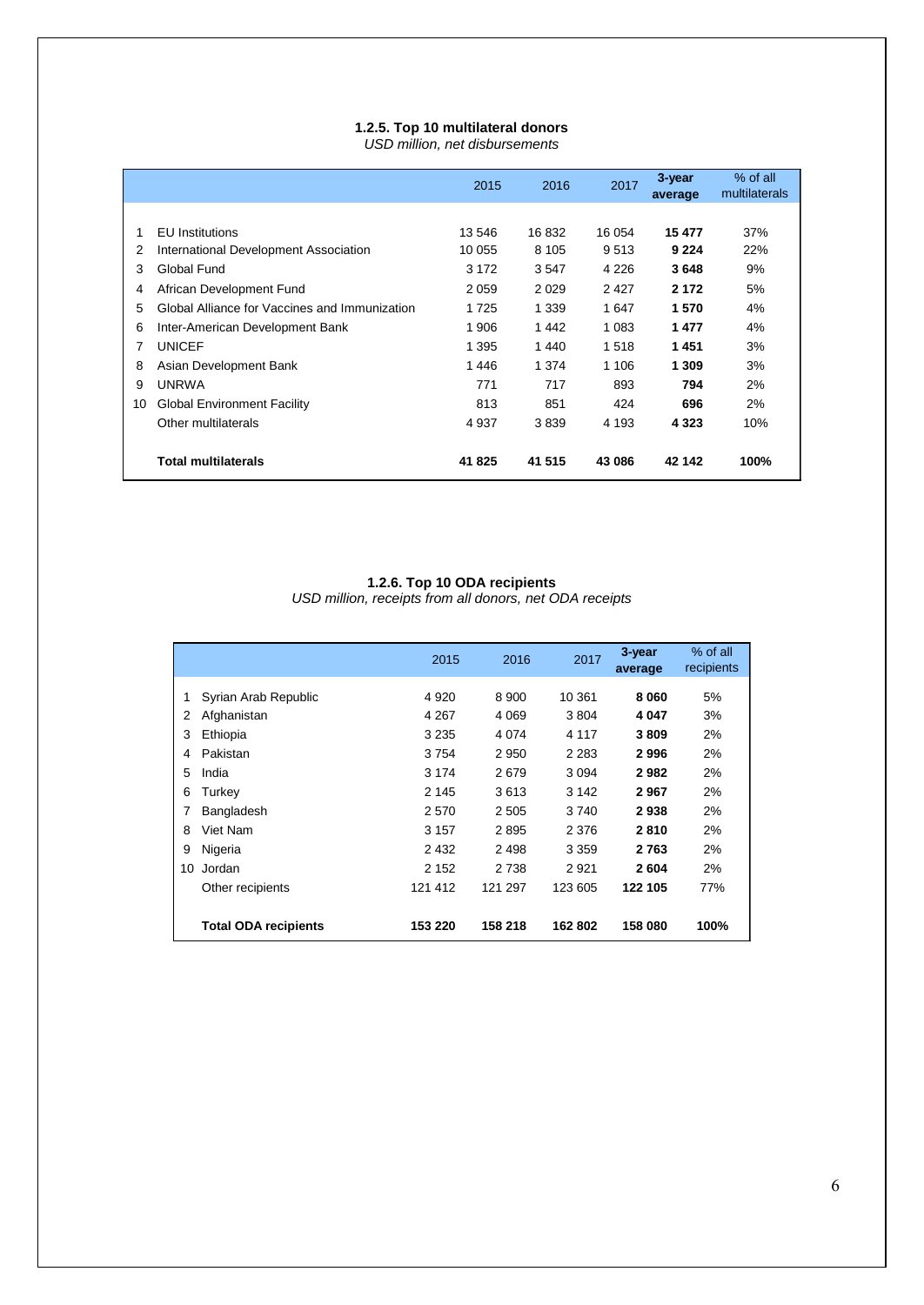### 1.2.5. Top 10 multilateral donors

*USD million, net disbursements*

| | | 2015 | 2016 | 2017 | 3-year average | % of all multilaterals |
|---|---|---|---|---|---|---|
| 1 | EU Institutions | 13 546 | 16 832 | 16 054 | **15 477** | 37% |
| 2 | International Development Association | 10 055 | 8 105 | 9 513 | **9 224** | 22% |
| 3 | Global Fund | 3 172 | 3 547 | 4 226 | **3 648** | 9% |
| 4 | African Development Fund | 2 059 | 2 029 | 2 427 | **2 172** | 5% |
| 5 | Global Alliance for Vaccines and Immunization | 1 725 | 1 339 | 1 647 | **1 570** | 4% |
| 6 | Inter-American Development Bank | 1 906 | 1 442 | 1 083 | **1 477** | 4% |
| 7 | UNICEF | 1 395 | 1 440 | 1 518 | **1 451** | 3% |
| 8 | Asian Development Bank | 1 446 | 1 374 | 1 106 | **1 309** | 3% |
| 9 | UNRWA | 771 | 717 | 893 | **794** | 2% |
| 10 | Global Environment Facility | 813 | 851 | 424 | **696** | 2% |
| | Other multilaterals | 4 937 | 3 839 | 4 193 | **4 323** | 10% |
| | **Total multilaterals** | **41 825** | **41 515** | **43 086** | **42 142** | **100%** |

### 1.2.6. Top 10 ODA recipients

*USD million, receipts from all donors, net ODA receipts*

| | | 2015 | 2016 | 2017 | 3-year average | % of all recipients |
|---|---|---|---|---|---|---|
| 1 | Syrian Arab Republic | 4 920 | 8 900 | 10 361 | **8 060** | 5% |
| 2 | Afghanistan | 4 267 | 4 069 | 3 804 | **4 047** | 3% |
| 3 | Ethiopia | 3 235 | 4 074 | 4 117 | **3 809** | 2% |
| 4 | Pakistan | 3 754 | 2 950 | 2 283 | **2 996** | 2% |
| 5 | India | 3 174 | 2 679 | 3 094 | **2 982** | 2% |
| 6 | Turkey | 2 145 | 3 613 | 3 142 | **2 967** | 2% |
| 7 | Bangladesh | 2 570 | 2 505 | 3 740 | **2 938** | 2% |
| 8 | Viet Nam | 3 157 | 2 895 | 2 376 | **2 810** | 2% |
| 9 | Nigeria | 2 432 | 2 498 | 3 359 | **2 763** | 2% |
| 10 | Jordan | 2 152 | 2 738 | 2 921 | **2 604** | 2% |
| | Other recipients | 121 412 | 121 297 | 123 605 | **122 105** | 77% |
| | **Total ODA recipients** | **153 220** | **158 218** | **162 802** | **158 080** | **100%** |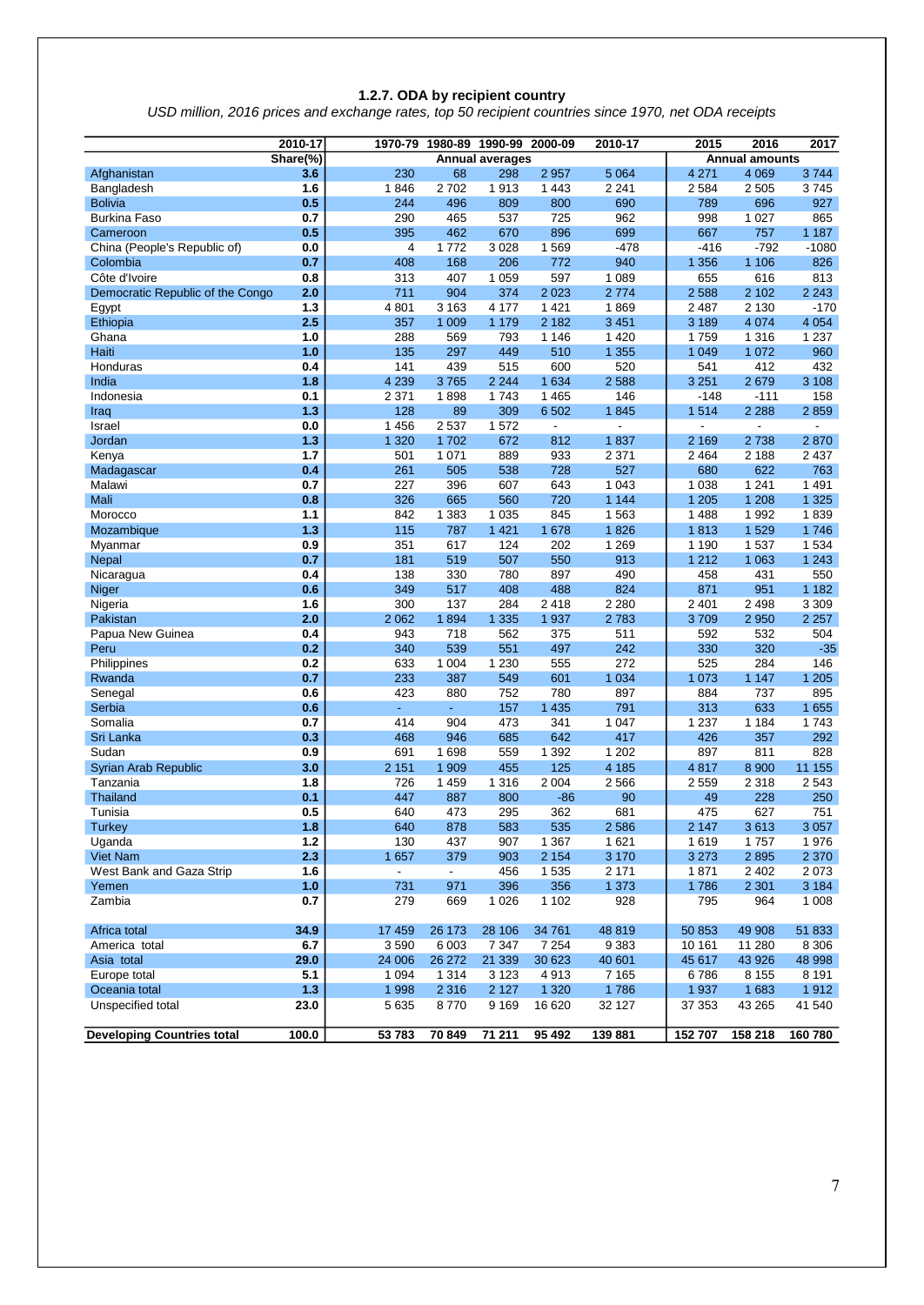### 1.2.7. ODA by recipient country

*USD million, 2016 prices and exchange rates, top 50 recipient countries since 1970, net ODA receipts*

| | 2010-17 | 1970-79 | 1980-89 | 1990-99 | 2000-09 | 2010-17 | 2015 | 2016 | 2017 |
|---|---|---|---|---|---|---|---|---|---|
| | Share(%) | Annual averages | | | | | Annual amounts | | |
| Afghanistan | 3.6 | 230 | 68 | 298 | 2 957 | 5 064 | 4 271 | 4 069 | 3 744 |
| Bangladesh | 1.6 | 1 846 | 2 702 | 1 913 | 1 443 | 2 241 | 2 584 | 2 505 | 3 745 |
| Bolivia | 0.5 | 244 | 496 | 809 | 800 | 690 | 789 | 696 | 927 |
| Burkina Faso | 0.7 | 290 | 465 | 537 | 725 | 962 | 998 | 1 027 | 865 |
| Cameroon | 0.5 | 395 | 462 | 670 | 896 | 699 | 667 | 757 | 1 187 |
| China (People's Republic of) | 0.0 | 4 | 1 772 | 3 028 | 1 569 | -478 | -416 | -792 | -1080 |
| Colombia | 0.7 | 408 | 168 | 206 | 772 | 940 | 1 356 | 1 106 | 826 |
| Côte d'Ivoire | 0.8 | 313 | 407 | 1 059 | 597 | 1 089 | 655 | 616 | 813 |
| Democratic Republic of the Congo | 2.0 | 711 | 904 | 374 | 2 023 | 2 774 | 2 588 | 2 102 | 2 243 |
| Egypt | 1.3 | 4 801 | 3 163 | 4 177 | 1 421 | 1 869 | 2 487 | 2 130 | -170 |
| Ethiopia | 2.5 | 357 | 1 009 | 1 179 | 2 182 | 3 451 | 3 189 | 4 074 | 4 054 |
| Ghana | 1.0 | 288 | 569 | 793 | 1 146 | 1 420 | 1 759 | 1 316 | 1 237 |
| Haiti | 1.0 | 135 | 297 | 449 | 510 | 1 355 | 1 049 | 1 072 | 960 |
| Honduras | 0.4 | 141 | 439 | 515 | 600 | 520 | 541 | 412 | 432 |
| India | 1.8 | 4 239 | 3 765 | 2 244 | 1 634 | 2 588 | 3 251 | 2 679 | 3 108 |
| Indonesia | 0.1 | 2 371 | 1 898 | 1 743 | 1 465 | 146 | -148 | -111 | 158 |
| Iraq | 1.3 | 128 | 89 | 309 | 6 502 | 1 845 | 1 514 | 2 288 | 2 859 |
| Israel | 0.0 | 1 456 | 2 537 | 1 572 | - | - | - | - | - |
| Jordan | 1.3 | 1 320 | 1 702 | 672 | 812 | 1 837 | 2 169 | 2 738 | 2 870 |
| Kenya | 1.7 | 501 | 1 071 | 889 | 933 | 2 371 | 2 464 | 2 188 | 2 437 |
| Madagascar | 0.4 | 261 | 505 | 538 | 728 | 527 | 680 | 622 | 763 |
| Malawi | 0.7 | 227 | 396 | 607 | 643 | 1 043 | 1 038 | 1 241 | 1 491 |
| Mali | 0.8 | 326 | 665 | 560 | 720 | 1 144 | 1 205 | 1 208 | 1 325 |
| Morocco | 1.1 | 842 | 1 383 | 1 035 | 845 | 1 563 | 1 488 | 1 992 | 1 839 |
| Mozambique | 1.3 | 115 | 787 | 1 421 | 1 678 | 1 826 | 1 813 | 1 529 | 1 746 |
| Myanmar | 0.9 | 351 | 617 | 124 | 202 | 1 269 | 1 190 | 1 537 | 1 534 |
| Nepal | 0.7 | 181 | 519 | 507 | 550 | 913 | 1 212 | 1 063 | 1 243 |
| Nicaragua | 0.4 | 138 | 330 | 780 | 897 | 490 | 458 | 431 | 550 |
| Niger | 0.6 | 349 | 517 | 408 | 488 | 824 | 871 | 951 | 1 182 |
| Nigeria | 1.6 | 300 | 137 | 284 | 2 418 | 2 280 | 2 401 | 2 498 | 3 309 |
| Pakistan | 2.0 | 2 062 | 1 894 | 1 335 | 1 937 | 2 783 | 3 709 | 2 950 | 2 257 |
| Papua New Guinea | 0.4 | 943 | 718 | 562 | 375 | 511 | 592 | 532 | 504 |
| Peru | 0.2 | 340 | 539 | 551 | 497 | 242 | 330 | 320 | -35 |
| Philippines | 0.2 | 633 | 1 004 | 1 230 | 555 | 272 | 525 | 284 | 146 |
| Rwanda | 0.7 | 233 | 387 | 549 | 601 | 1 034 | 1 073 | 1 147 | 1 205 |
| Senegal | 0.6 | 423 | 880 | 752 | 780 | 897 | 884 | 737 | 895 |
| Serbia | 0.6 | - | - | 157 | 1 435 | 791 | 313 | 633 | 1 655 |
| Somalia | 0.7 | 414 | 904 | 473 | 341 | 1 047 | 1 237 | 1 184 | 1 743 |
| Sri Lanka | 0.3 | 468 | 946 | 685 | 642 | 417 | 426 | 357 | 292 |
| Sudan | 0.9 | 691 | 1 698 | 559 | 1 392 | 1 202 | 897 | 811 | 828 |
| Syrian Arab Republic | 3.0 | 2 151 | 1 909 | 455 | 125 | 4 185 | 4 817 | 8 900 | 11 155 |
| Tanzania | 1.8 | 726 | 1 459 | 1 316 | 2 004 | 2 566 | 2 559 | 2 318 | 2 543 |
| Thailand | 0.1 | 447 | 887 | 800 | -86 | 90 | 49 | 228 | 250 |
| Tunisia | 0.5 | 640 | 473 | 295 | 362 | 681 | 475 | 627 | 751 |
| Turkey | 1.8 | 640 | 878 | 583 | 535 | 2 586 | 2 147 | 3 613 | 3 057 |
| Uganda | 1.2 | 130 | 437 | 907 | 1 367 | 1 621 | 1 619 | 1 757 | 1 976 |
| Viet Nam | 2.3 | 1 657 | 379 | 903 | 2 154 | 3 170 | 3 273 | 2 895 | 2 370 |
| West Bank and Gaza Strip | 1.6 | - | - | 456 | 1 535 | 2 171 | 1 871 | 2 402 | 2 073 |
| Yemen | 1.0 | 731 | 971 | 396 | 356 | 1 373 | 1 786 | 2 301 | 3 184 |
| Zambia | 0.7 | 279 | 669 | 1 026 | 1 102 | 928 | 795 | 964 | 1 008 |
| Africa total | 34.9 | 17 459 | 26 173 | 28 106 | 34 761 | 48 819 | 50 853 | 49 908 | 51 833 |
| America total | 6.7 | 3 590 | 6 003 | 7 347 | 7 254 | 9 383 | 10 161 | 11 280 | 8 306 |
| Asia total | 29.0 | 24 006 | 26 272 | 21 339 | 30 623 | 40 601 | 45 617 | 43 926 | 48 998 |
| Europe total | 5.1 | 1 094 | 1 314 | 3 123 | 4 913 | 7 165 | 6 786 | 8 155 | 8 191 |
| Oceania total | 1.3 | 1 998 | 2 316 | 2 127 | 1 320 | 1 786 | 1 937 | 1 683 | 1 912 |
| Unspecified total | 23.0 | 5 635 | 8 770 | 9 169 | 16 620 | 32 127 | 37 353 | 43 265 | 41 540 |
| **Developing Countries total** | **100.0** | **53 783** | **70 849** | **71 211** | **95 492** | **139 881** | **152 707** | **158 218** | **160 780** |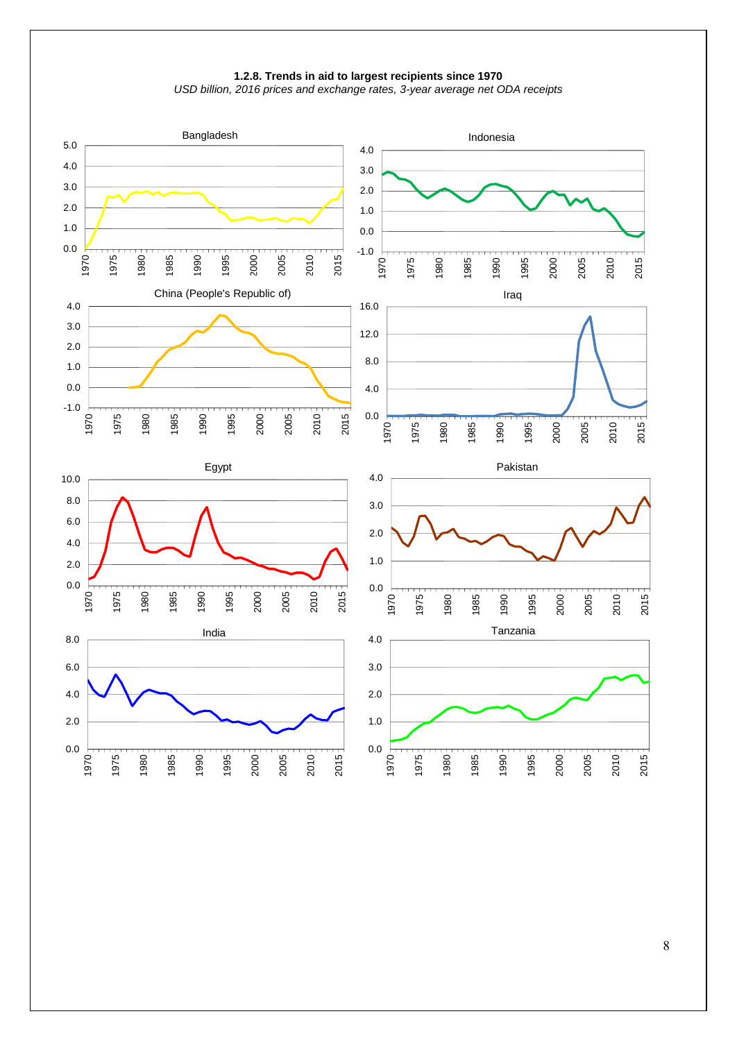**1.2.8. Trends in aid to largest recipients since 1970**

*USD billion, 2016 prices and exchange rates, 3-year average net ODA receipts*

Bangladesh

Indonesia

China (People's Republic of)

Iraq

Egypt

Pakistan

India

Tanzania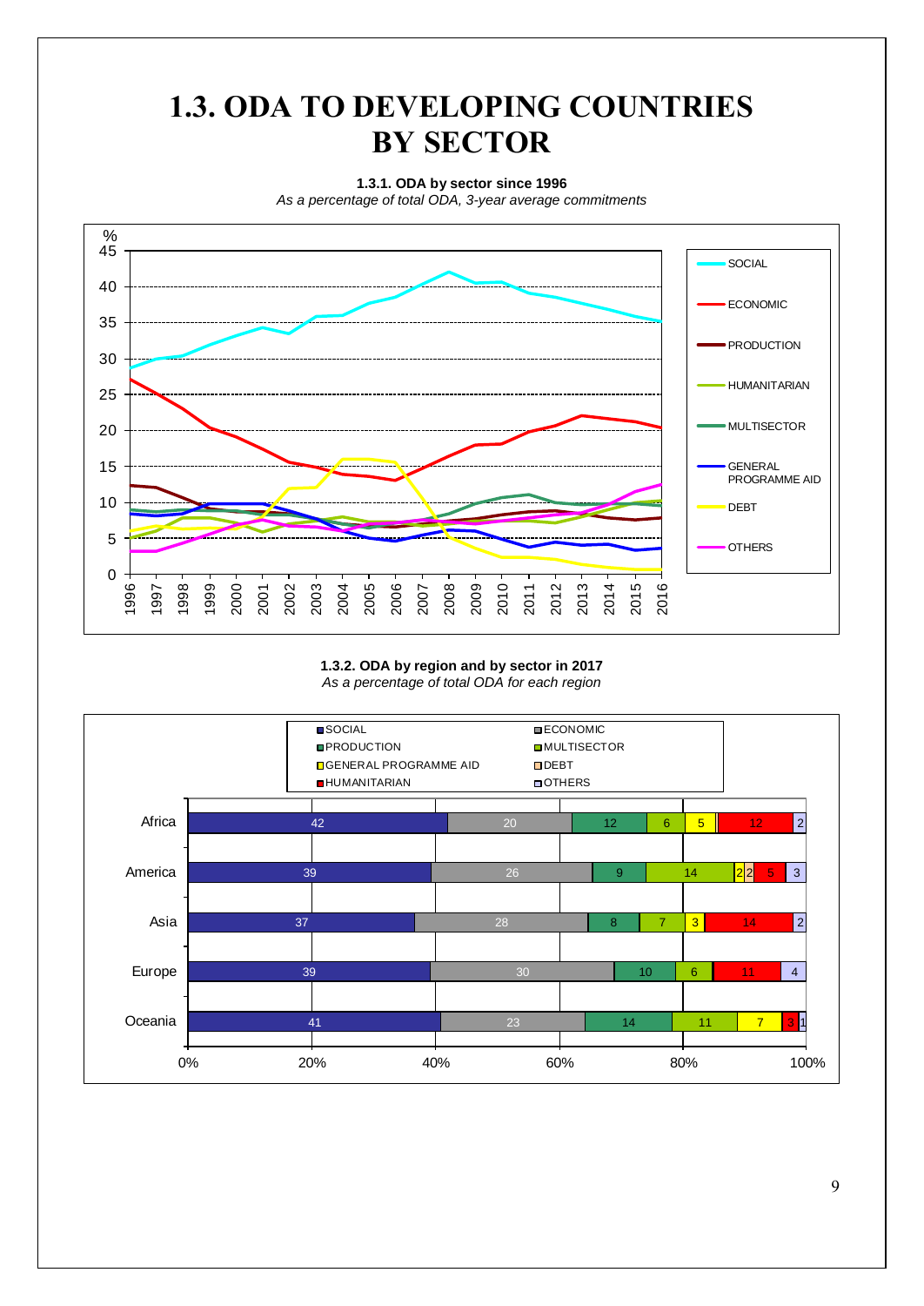# 1.3. ODA TO DEVELOPING COUNTRIES BY SECTOR

**1.3.1. ODA by sector since 1996**

*As a percentage of total ODA, 3-year average commitments*

**1.3.2. ODA by region and by sector in 2017**

*As a percentage of total ODA for each region*

| Region | SOCIAL | ECONOMIC | PRODUCTION | MULTISECTOR | GENERAL PROGRAMME AID | DEBT | HUMANITARIAN | OTHERS |
|---|---|---|---|---|---|---|---|---|
| Africa | 42 | 20 | 12 | 6 | 5 | | 12 | 2 |
| America | 39 | 26 | 9 | 14 | 2 | 2 | 5 | 3 |
| Asia | 37 | 28 | 8 | 7 | 3 | | 14 | 2 |
| Europe | 39 | 30 | 10 | 6 | | | 11 | 4 |
| Oceania | 41 | 23 | 14 | 11 | 7 | | 3 | 1 |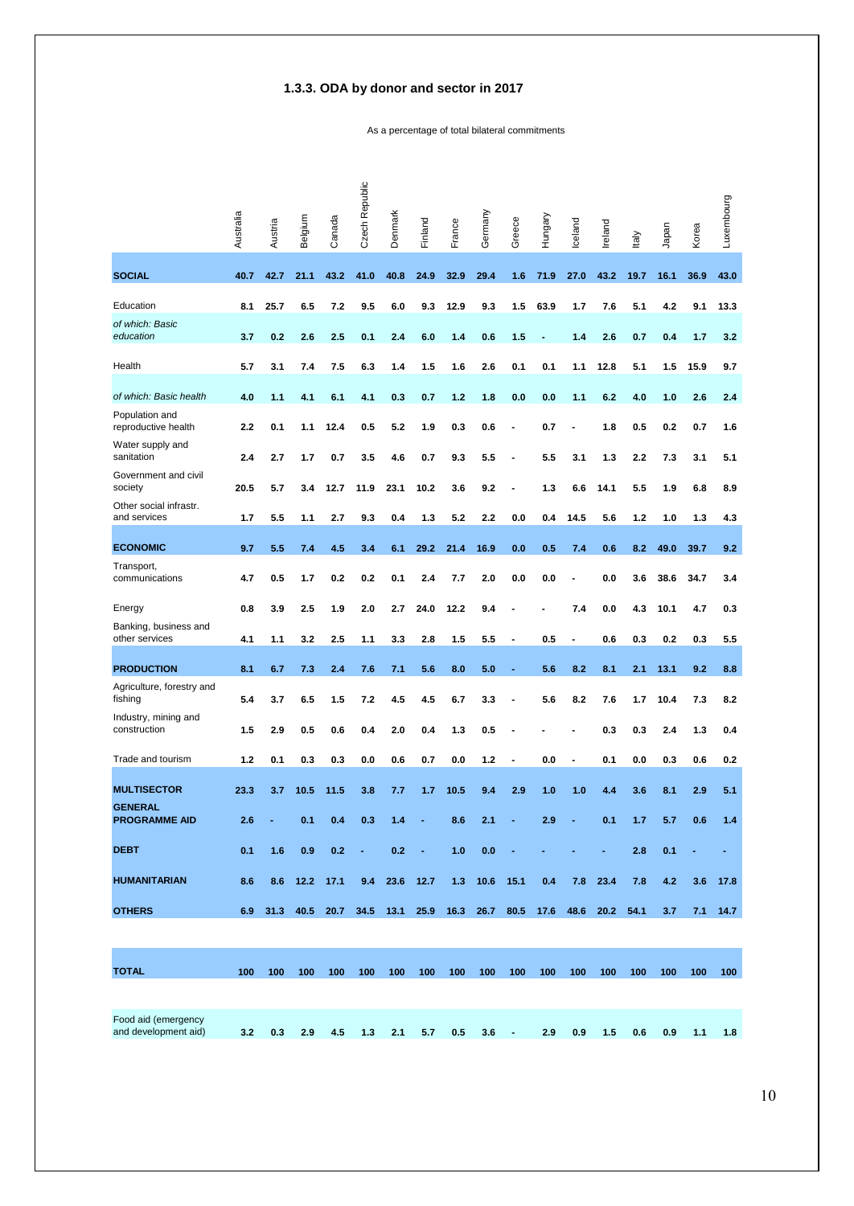### 1.3.3. ODA by donor and sector in 2017

As a percentage of total bilateral commitments

| | Australia | Austria | Belgium | Canada | Czech Republic | Denmark | Finland | France | Germany | Greece | Hungary | Iceland | Ireland | Italy | Japan | Korea | Luxembourg |
|---|---|---|---|---|---|---|---|---|---|---|---|---|---|---|---|---|---|
| **SOCIAL** | **40.7** | **42.7** | **21.1** | **43.2** | **41.0** | **40.8** | **24.9** | **32.9** | **29.4** | **1.6** | **71.9** | **27.0** | **43.2** | **19.7** | **16.1** | **36.9** | **43.0** |
| Education | **8.1** | **25.7** | **6.5** | **7.2** | **9.5** | **6.0** | **9.3** | **12.9** | **9.3** | **1.5** | **63.9** | **1.7** | **7.6** | **5.1** | **4.2** | **9.1** | **13.3** |
| *of which: Basic education* | **3.7** | **0.2** | **2.6** | **2.5** | **0.1** | **2.4** | **6.0** | **1.4** | **0.6** | **1.5** | **-** | **1.4** | **2.6** | **0.7** | **0.4** | **1.7** | **3.2** |
| Health | **5.7** | **3.1** | **7.4** | **7.5** | **6.3** | **1.4** | **1.5** | **1.6** | **2.6** | **0.1** | **0.1** | **1.1** | **12.8** | **5.1** | **1.5** | **15.9** | **9.7** |
| *of which: Basic health* | **4.0** | **1.1** | **4.1** | **6.1** | **4.1** | **0.3** | **0.7** | **1.2** | **1.8** | **0.0** | **0.0** | **1.1** | **6.2** | **4.0** | **1.0** | **2.6** | **2.4** |
| Population and reproductive health | **2.2** | **0.1** | **1.1** | **12.4** | **0.5** | **5.2** | **1.9** | **0.3** | **0.6** | **-** | **0.7** | **-** | **1.8** | **0.5** | **0.2** | **0.7** | **1.6** |
| Water supply and sanitation | **2.4** | **2.7** | **1.7** | **0.7** | **3.5** | **4.6** | **0.7** | **9.3** | **5.5** | **-** | **5.5** | **3.1** | **1.3** | **2.2** | **7.3** | **3.1** | **5.1** |
| Government and civil society | **20.5** | **5.7** | **3.4** | **12.7** | **11.9** | **23.1** | **10.2** | **3.6** | **9.2** | **-** | **1.3** | **6.6** | **14.1** | **5.5** | **1.9** | **6.8** | **8.9** |
| Other social infrastr. and services | **1.7** | **5.5** | **1.1** | **2.7** | **9.3** | **0.4** | **1.3** | **5.2** | **2.2** | **0.0** | **0.4** | **14.5** | **5.6** | **1.2** | **1.0** | **1.3** | **4.3** |
| **ECONOMIC** | **9.7** | **5.5** | **7.4** | **4.5** | **3.4** | **6.1** | **29.2** | **21.4** | **16.9** | **0.0** | **0.5** | **7.4** | **0.6** | **8.2** | **49.0** | **39.7** | **9.2** |
| Transport, communications | **4.7** | **0.5** | **1.7** | **0.2** | **0.2** | **0.1** | **2.4** | **7.7** | **2.0** | **0.0** | **0.0** | **-** | **0.0** | **3.6** | **38.6** | **34.7** | **3.4** |
| Energy | **0.8** | **3.9** | **2.5** | **1.9** | **2.0** | **2.7** | **24.0** | **12.2** | **9.4** | **-** | **-** | **7.4** | **0.0** | **4.3** | **10.1** | **4.7** | **0.3** |
| Banking, business and other services | **4.1** | **1.1** | **3.2** | **2.5** | **1.1** | **3.3** | **2.8** | **1.5** | **5.5** | **-** | **0.5** | **-** | **0.6** | **0.3** | **0.2** | **0.3** | **5.5** |
| **PRODUCTION** | **8.1** | **6.7** | **7.3** | **2.4** | **7.6** | **7.1** | **5.6** | **8.0** | **5.0** | **-** | **5.6** | **8.2** | **8.1** | **2.1** | **13.1** | **9.2** | **8.8** |
| Agriculture, forestry and fishing | **5.4** | **3.7** | **6.5** | **1.5** | **7.2** | **4.5** | **4.5** | **6.7** | **3.3** | **-** | **5.6** | **8.2** | **7.6** | **1.7** | **10.4** | **7.3** | **8.2** |
| Industry, mining and construction | **1.5** | **2.9** | **0.5** | **0.6** | **0.4** | **2.0** | **0.4** | **1.3** | **0.5** | **-** | **-** | **-** | **0.3** | **0.3** | **2.4** | **1.3** | **0.4** |
| Trade and tourism | **1.2** | **0.1** | **0.3** | **0.3** | **0.0** | **0.6** | **0.7** | **0.0** | **1.2** | **-** | **0.0** | **-** | **0.1** | **0.0** | **0.3** | **0.6** | **0.2** |
| **MULTISECTOR** | **23.3** | **3.7** | **10.5** | **11.5** | **3.8** | **7.7** | **1.7** | **10.5** | **9.4** | **2.9** | **1.0** | **1.0** | **4.4** | **3.6** | **8.1** | **2.9** | **5.1** |
| **GENERAL PROGRAMME AID** | **2.6** | **-** | **0.1** | **0.4** | **0.3** | **1.4** | **-** | **8.6** | **2.1** | **-** | **2.9** | **-** | **0.1** | **1.7** | **5.7** | **0.6** | **1.4** |
| **DEBT** | **0.1** | **1.6** | **0.9** | **0.2** | **-** | **0.2** | **-** | **1.0** | **0.0** | **-** | **-** | **-** | **-** | **2.8** | **0.1** | **-** | **-** |
| **HUMANITARIAN** | **8.6** | **8.6** | **12.2** | **17.1** | **9.4** | **23.6** | **12.7** | **1.3** | **10.6** | **15.1** | **0.4** | **7.8** | **23.4** | **7.8** | **4.2** | **3.6** | **17.8** |
| **OTHERS** | **6.9** | **31.3** | **40.5** | **20.7** | **34.5** | **13.1** | **25.9** | **16.3** | **26.7** | **80.5** | **17.6** | **48.6** | **20.2** | **54.1** | **3.7** | **7.1** | **14.7** |
| **TOTAL** | **100** | **100** | **100** | **100** | **100** | **100** | **100** | **100** | **100** | **100** | **100** | **100** | **100** | **100** | **100** | **100** | **100** |
| Food aid (emergency and development aid) | **3.2** | **0.3** | **2.9** | **4.5** | **1.3** | **2.1** | **5.7** | **0.5** | **3.6** | **-** | **2.9** | **0.9** | **1.5** | **0.6** | **0.9** | **1.1** | **1.8** |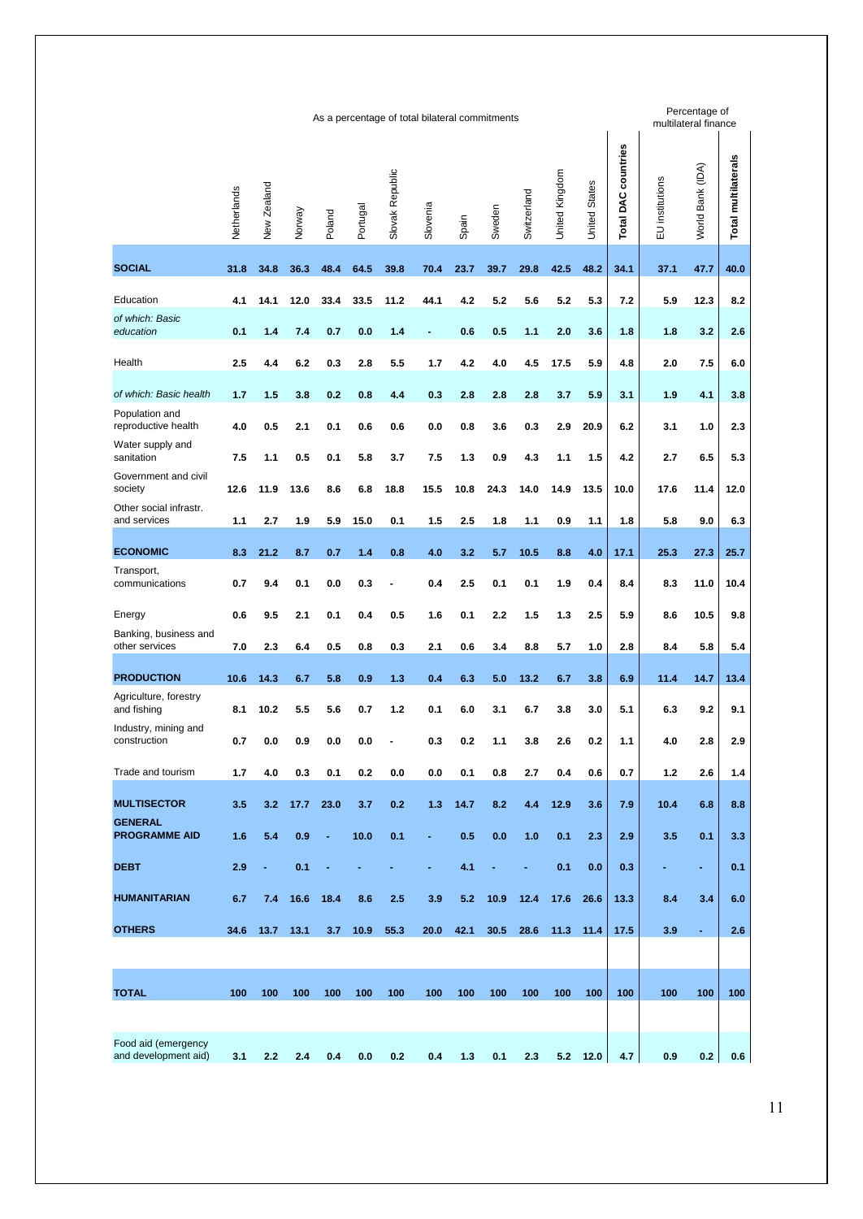| | As a percentage of total bilateral commitments | | | | | | | | | | | | | Percentage of multilateral finance | | |
|---|---|---|---|---|---|---|---|---|---|---|---|---|---|---|---|---|
| | Netherlands | New Zealand | Norway | Poland | Portugal | Slovak Republic | Slovenia | Spain | Sweden | Switzerland | United Kingdom | United States | **Total DAC countries** | EU institutions | World Bank (IDA) | **Total multilaterals** |
| **SOCIAL** | **31.8** | **34.8** | **36.3** | **48.4** | **64.5** | **39.8** | **70.4** | **23.7** | **39.7** | **29.8** | **42.5** | **48.2** | **34.1** | **37.1** | **47.7** | **40.0** |
| Education | 4.1 | 14.1 | 12.0 | 33.4 | 33.5 | 11.2 | 44.1 | 4.2 | 5.2 | 5.6 | 5.2 | 5.3 | 7.2 | 5.9 | 12.3 | 8.2 |
| *of which: Basic education* | 0.1 | 1.4 | 7.4 | 0.7 | 0.0 | 1.4 | - | 0.6 | 0.5 | 1.1 | 2.0 | 3.6 | 1.8 | 1.8 | 3.2 | 2.6 |
| Health | 2.5 | 4.4 | 6.2 | 0.3 | 2.8 | 5.5 | 1.7 | 4.2 | 4.0 | 4.5 | 17.5 | 5.9 | 4.8 | 2.0 | 7.5 | 6.0 |
| *of which: Basic health* | 1.7 | 1.5 | 3.8 | 0.2 | 0.8 | 4.4 | 0.3 | 2.8 | 2.8 | 2.8 | 3.7 | 5.9 | 3.1 | 1.9 | 4.1 | 3.8 |
| Population and reproductive health | 4.0 | 0.5 | 2.1 | 0.1 | 0.6 | 0.6 | 0.0 | 0.8 | 3.6 | 0.3 | 2.9 | 20.9 | 6.2 | 3.1 | 1.0 | 2.3 |
| Water supply and sanitation | 7.5 | 1.1 | 0.5 | 0.1 | 5.8 | 3.7 | 7.5 | 1.3 | 0.9 | 4.3 | 1.1 | 1.5 | 4.2 | 2.7 | 6.5 | 5.3 |
| Government and civil society | 12.6 | 11.9 | 13.6 | 8.6 | 6.8 | 18.8 | 15.5 | 10.8 | 24.3 | 14.0 | 14.9 | 13.5 | 10.0 | 17.6 | 11.4 | 12.0 |
| Other social infrastr. and services | 1.1 | 2.7 | 1.9 | 5.9 | 15.0 | 0.1 | 1.5 | 2.5 | 1.8 | 1.1 | 0.9 | 1.1 | 1.8 | 5.8 | 9.0 | 6.3 |
| **ECONOMIC** | **8.3** | **21.2** | **8.7** | **0.7** | **1.4** | **0.8** | **4.0** | **3.2** | **5.7** | **10.5** | **8.8** | **4.0** | **17.1** | **25.3** | **27.3** | **25.7** |
| Transport, communications | 0.7 | 9.4 | 0.1 | 0.0 | 0.3 | - | 0.4 | 2.5 | 0.1 | 0.1 | 1.9 | 0.4 | 8.4 | 8.3 | 11.0 | 10.4 |
| Energy | 0.6 | 9.5 | 2.1 | 0.1 | 0.4 | 0.5 | 1.6 | 0.1 | 2.2 | 1.5 | 1.3 | 2.5 | 5.9 | 8.6 | 10.5 | 9.8 |
| Banking, business and other services | 7.0 | 2.3 | 6.4 | 0.5 | 0.8 | 0.3 | 2.1 | 0.6 | 3.4 | 8.8 | 5.7 | 1.0 | 2.8 | 8.4 | 5.8 | 5.4 |
| **PRODUCTION** | **10.6** | **14.3** | **6.7** | **5.8** | **0.9** | **1.3** | **0.4** | **6.3** | **5.0** | **13.2** | **6.7** | **3.8** | **6.9** | **11.4** | **14.7** | **13.4** |
| Agriculture, forestry and fishing | 8.1 | 10.2 | 5.5 | 5.6 | 0.7 | 1.2 | 0.1 | 6.0 | 3.1 | 6.7 | 3.8 | 3.0 | 5.1 | 6.3 | 9.2 | 9.1 |
| Industry, mining and construction | 0.7 | 0.0 | 0.9 | 0.0 | 0.0 | - | 0.3 | 0.2 | 1.1 | 3.8 | 2.6 | 0.2 | 1.1 | 4.0 | 2.8 | 2.9 |
| Trade and tourism | 1.7 | 4.0 | 0.3 | 0.1 | 0.2 | 0.0 | 0.0 | 0.1 | 0.8 | 2.7 | 0.4 | 0.6 | 0.7 | 1.2 | 2.6 | 1.4 |
| **MULTISECTOR** | **3.5** | **3.2** | **17.7** | **23.0** | **3.7** | **0.2** | **1.3** | **14.7** | **8.2** | **4.4** | **12.9** | **3.6** | **7.9** | **10.4** | **6.8** | **8.8** |
| **GENERAL PROGRAMME AID** | **1.6** | **5.4** | **0.9** | **-** | **10.0** | **0.1** | **-** | **0.5** | **0.0** | **1.0** | **0.1** | **2.3** | **2.9** | **3.5** | **0.1** | **3.3** |
| **DEBT** | **2.9** | **-** | **0.1** | **-** | **-** | **-** | **-** | **4.1** | **-** | **-** | **0.1** | **0.0** | **0.3** | **-** | **-** | **0.1** |
| **HUMANITARIAN** | **6.7** | **7.4** | **16.6** | **18.4** | **8.6** | **2.5** | **3.9** | **5.2** | **10.9** | **12.4** | **17.6** | **26.6** | **13.3** | **8.4** | **3.4** | **6.0** |
| **OTHERS** | **34.6** | **13.7** | **13.1** | **3.7** | **10.9** | **55.3** | **20.0** | **42.1** | **30.5** | **28.6** | **11.3** | **11.4** | **17.5** | **3.9** | **-** | **2.6** |
| **TOTAL** | **100** | **100** | **100** | **100** | **100** | **100** | **100** | **100** | **100** | **100** | **100** | **100** | **100** | **100** | **100** | **100** |
| Food aid (emergency and development aid) | 3.1 | 2.2 | 2.4 | 0.4 | 0.0 | 0.2 | 0.4 | 1.3 | 0.1 | 2.3 | 5.2 | 12.0 | 4.7 | 0.9 | 0.2 | 0.6 |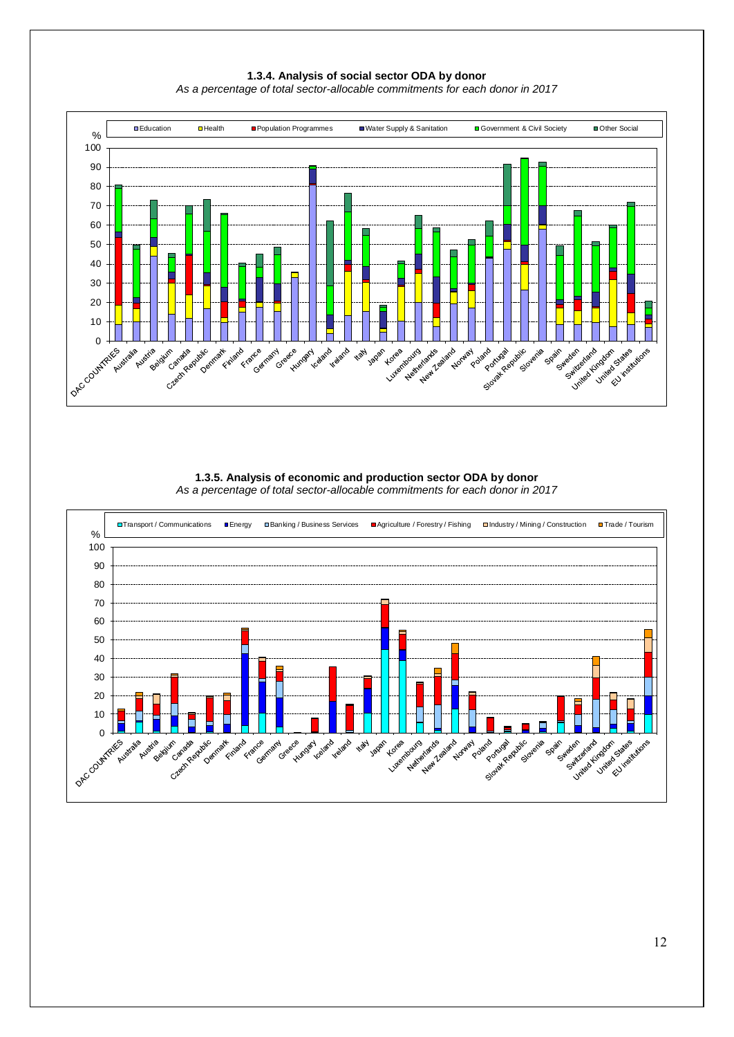### 1.3.4. Analysis of social sector ODA by donor

*As a percentage of total sector-allocable commitments for each donor in 2017*

### 1.3.5. Analysis of economic and production sector ODA by donor

*As a percentage of total sector-allocable commitments for each donor in 2017*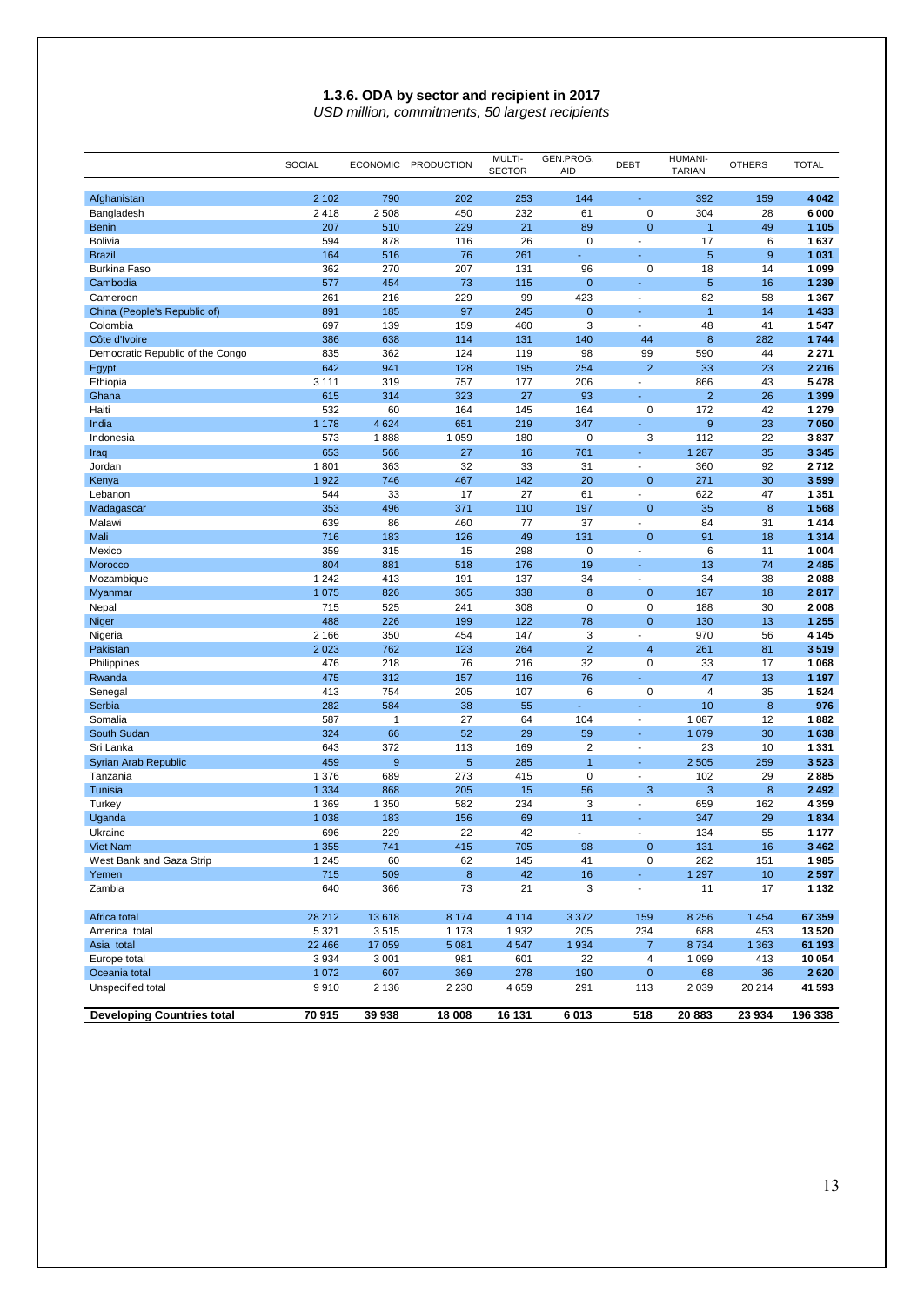### 1.3.6. ODA by sector and recipient in 2017

*USD million, commitments, 50 largest recipients*

| | SOCIAL | ECONOMIC | PRODUCTION | MULTI-SECTOR | GEN.PROG. AID | DEBT | HUMANI-TARIAN | OTHERS | TOTAL |
|---|---|---|---|---|---|---|---|---|---|
| Afghanistan | 2 102 | 790 | 202 | 253 | 144 | - | 392 | 159 | **4 042** |
| Bangladesh | 2 418 | 2 508 | 450 | 232 | 61 | 0 | 304 | 28 | **6 000** |
| Benin | 207 | 510 | 229 | 21 | 89 | 0 | 1 | 49 | **1 105** |
| Bolivia | 594 | 878 | 116 | 26 | 0 | - | 17 | 6 | **1 637** |
| Brazil | 164 | 516 | 76 | 261 | - | - | 5 | 9 | **1 031** |
| Burkina Faso | 362 | 270 | 207 | 131 | 96 | 0 | 18 | 14 | **1 099** |
| Cambodia | 577 | 454 | 73 | 115 | 0 | - | 5 | 16 | **1 239** |
| Cameroon | 261 | 216 | 229 | 99 | 423 | - | 82 | 58 | **1 367** |
| China (People's Republic of) | 891 | 185 | 97 | 245 | 0 | - | 1 | 14 | **1 433** |
| Colombia | 697 | 139 | 159 | 460 | 3 | - | 48 | 41 | **1 547** |
| Côte d'Ivoire | 386 | 638 | 114 | 131 | 140 | 44 | 8 | 282 | **1 744** |
| Democratic Republic of the Congo | 835 | 362 | 124 | 119 | 98 | 99 | 590 | 44 | **2 271** |
| Egypt | 642 | 941 | 128 | 195 | 254 | 2 | 33 | 23 | **2 216** |
| Ethiopia | 3 111 | 319 | 757 | 177 | 206 | - | 866 | 43 | **5 478** |
| Ghana | 615 | 314 | 323 | 27 | 93 | - | 2 | 26 | **1 399** |
| Haiti | 532 | 60 | 164 | 145 | 164 | 0 | 172 | 42 | **1 279** |
| India | 1 178 | 4 624 | 651 | 219 | 347 | - | 9 | 23 | **7 050** |
| Indonesia | 573 | 1 888 | 1 059 | 180 | 0 | 3 | 112 | 22 | **3 837** |
| Iraq | 653 | 566 | 27 | 16 | 761 | - | 1 287 | 35 | **3 345** |
| Jordan | 1 801 | 363 | 32 | 33 | 31 | - | 360 | 92 | **2 712** |
| Kenya | 1 922 | 746 | 467 | 142 | 20 | 0 | 271 | 30 | **3 599** |
| Lebanon | 544 | 33 | 17 | 27 | 61 | - | 622 | 47 | **1 351** |
| Madagascar | 353 | 496 | 371 | 110 | 197 | 0 | 35 | 8 | **1 568** |
| Malawi | 639 | 86 | 460 | 77 | 37 | - | 84 | 31 | **1 414** |
| Mali | 716 | 183 | 126 | 49 | 131 | 0 | 91 | 18 | **1 314** |
| Mexico | 359 | 315 | 15 | 298 | 0 | - | 6 | 11 | **1 004** |
| Morocco | 804 | 881 | 518 | 176 | 19 | - | 13 | 74 | **2 485** |
| Mozambique | 1 242 | 413 | 191 | 137 | 34 | - | 34 | 38 | **2 088** |
| Myanmar | 1 075 | 826 | 365 | 338 | 8 | 0 | 187 | 18 | **2 817** |
| Nepal | 715 | 525 | 241 | 308 | 0 | 0 | 188 | 30 | **2 008** |
| Niger | 488 | 226 | 199 | 122 | 78 | 0 | 130 | 13 | **1 255** |
| Nigeria | 2 166 | 350 | 454 | 147 | 3 | - | 970 | 56 | **4 145** |
| Pakistan | 2 023 | 762 | 123 | 264 | 2 | 4 | 261 | 81 | **3 519** |
| Philippines | 476 | 218 | 76 | 216 | 32 | 0 | 33 | 17 | **1 068** |
| Rwanda | 475 | 312 | 157 | 116 | 76 | - | 47 | 13 | **1 197** |
| Senegal | 413 | 754 | 205 | 107 | 6 | 0 | 4 | 35 | **1 524** |
| Serbia | 282 | 584 | 38 | 55 | - | - | 10 | 8 | **976** |
| Somalia | 587 | 1 | 27 | 64 | 104 | - | 1 087 | 12 | **1 882** |
| South Sudan | 324 | 66 | 52 | 29 | 59 | - | 1 079 | 30 | **1 638** |
| Sri Lanka | 643 | 372 | 113 | 169 | 2 | - | 23 | 10 | **1 331** |
| Syrian Arab Republic | 459 | 9 | 5 | 285 | 1 | - | 2 505 | 259 | **3 523** |
| Tanzania | 1 376 | 689 | 273 | 415 | 0 | - | 102 | 29 | **2 885** |
| Tunisia | 1 334 | 868 | 205 | 15 | 56 | 3 | 3 | 8 | **2 492** |
| Turkey | 1 369 | 1 350 | 582 | 234 | 3 | - | 659 | 162 | **4 359** |
| Uganda | 1 038 | 183 | 156 | 69 | 11 | - | 347 | 29 | **1 834** |
| Ukraine | 696 | 229 | 22 | 42 | - | - | 134 | 55 | **1 177** |
| Viet Nam | 1 355 | 741 | 415 | 705 | 98 | 0 | 131 | 16 | **3 462** |
| West Bank and Gaza Strip | 1 245 | 60 | 62 | 145 | 41 | 0 | 282 | 151 | **1 985** |
| Yemen | 715 | 509 | 8 | 42 | 16 | - | 1 297 | 10 | **2 597** |
| Zambia | 640 | 366 | 73 | 21 | 3 | - | 11 | 17 | **1 132** |
| Africa total | 28 212 | 13 618 | 8 174 | 4 114 | 3 372 | 159 | 8 256 | 1 454 | **67 359** |
| America total | 5 321 | 3 515 | 1 173 | 1 932 | 205 | 234 | 688 | 453 | **13 520** |
| Asia total | 22 466 | 17 059 | 5 081 | 4 547 | 1 934 | 7 | 8 734 | 1 363 | **61 193** |
| Europe total | 3 934 | 3 001 | 981 | 601 | 22 | 4 | 1 099 | 413 | **10 054** |
| Oceania total | 1 072 | 607 | 369 | 278 | 190 | 0 | 68 | 36 | **2 620** |
| Unspecified total | 9 910 | 2 136 | 2 230 | 4 659 | 291 | 113 | 2 039 | 20 214 | **41 593** |
| **Developing Countries total** | **70 915** | **39 938** | **18 008** | **16 131** | **6 013** | **518** | **20 883** | **23 934** | **196 338** |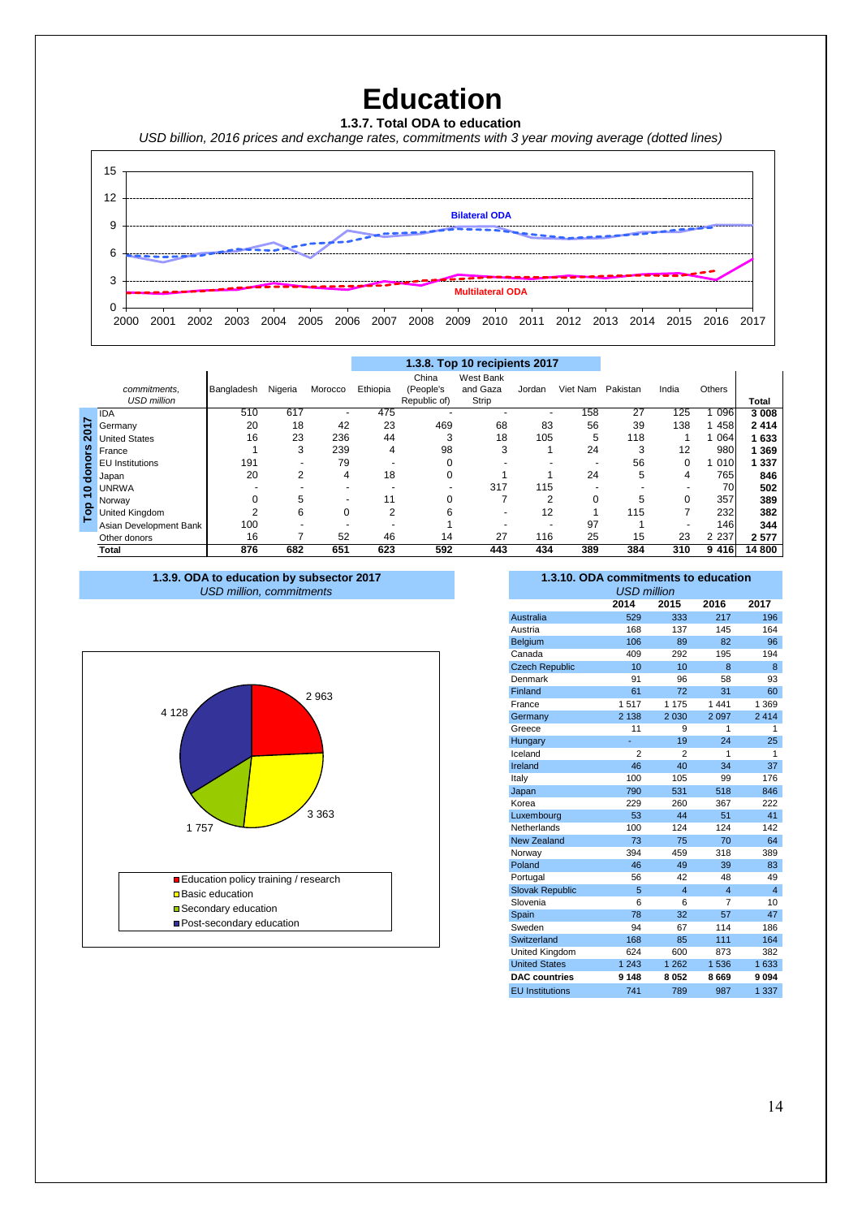# Education

### 1.3.7. Total ODA to education

*USD billion, 2016 prices and exchange rates, commitments with 3 year moving average (dotted lines)*

Bilateral ODA

Multilateral ODA

### 1.3.8. Top 10 recipients 2017

| Top 10 donors 2017 — *commitments, USD million* | Bangladesh | Nigeria | Morocco | Ethiopia | China (People's Republic of) | West Bank and Gaza Strip | Jordan | Viet Nam | Pakistan | India | Others | Total |
|---|---|---|---|---|---|---|---|---|---|---|---|---|
| IDA | 510 | 617 | - | 475 | - | - | - | 158 | 27 | 125 | 1 096 | **3 008** |
| Germany | 20 | 18 | 42 | 23 | 469 | 68 | 83 | 56 | 39 | 138 | 1 458 | **2 414** |
| United States | 16 | 23 | 236 | 44 | 3 | 18 | 105 | 5 | 118 | 1 | 1 064 | **1 633** |
| France | 1 | 3 | 239 | 4 | 98 | 3 | 1 | 24 | 3 | 12 | 980 | **1 369** |
| EU Institutions | 191 | - | 79 | - | 0 | - | - | - | 56 | 0 | 1 010 | **1 337** |
| Japan | 20 | 2 | 4 | 18 | 0 | 1 | 1 | 24 | 5 | 4 | 765 | **846** |
| UNRWA | - | - | - | - | - | 317 | 115 | - | - | - | 70 | **502** |
| Norway | 0 | 5 | - | 11 | 0 | 7 | 2 | 0 | 5 | 0 | 357 | **389** |
| United Kingdom | 2 | 6 | 0 | 2 | 6 | - | 12 | 1 | 115 | 7 | 232 | **382** |
| Asian Development Bank | 100 | - | - | - | 1 | - | - | 97 | 1 | - | 146 | **344** |
| Other donors | 16 | 7 | 52 | 46 | 14 | 27 | 116 | 25 | 15 | 23 | 2 237 | **2 577** |
| **Total** | **876** | **682** | **651** | **623** | **592** | **443** | **434** | **389** | **384** | **310** | **9 416** | **14 800** |

### 1.3.9. ODA to education by subsector 2017

*USD million, commitments*

| Subsector | USD million |
|---|---|
| Education policy training / research | 2 963 |
| Basic education | 3 363 |
| Secondary education | 1 757 |
| Post-secondary education | 4 128 |

### 1.3.10. ODA commitments to education

*USD million*

| | 2014 | 2015 | 2016 | 2017 |
|---|---|---|---|---|
| Australia | 529 | 333 | 217 | 196 |
| Austria | 168 | 137 | 145 | 164 |
| Belgium | 106 | 89 | 82 | 96 |
| Canada | 409 | 292 | 195 | 194 |
| Czech Republic | 10 | 10 | 8 | 8 |
| Denmark | 91 | 96 | 58 | 93 |
| Finland | 61 | 72 | 31 | 60 |
| France | 1 517 | 1 175 | 1 441 | 1 369 |
| Germany | 2 138 | 2 030 | 2 097 | 2 414 |
| Greece | 11 | 9 | 1 | 1 |
| Hungary | - | 19 | 24 | 25 |
| Iceland | 2 | 2 | 1 | 1 |
| Ireland | 46 | 40 | 34 | 37 |
| Italy | 100 | 105 | 99 | 176 |
| Japan | 790 | 531 | 518 | 846 |
| Korea | 229 | 260 | 367 | 222 |
| Luxembourg | 53 | 44 | 51 | 41 |
| Netherlands | 100 | 124 | 124 | 142 |
| New Zealand | 73 | 75 | 70 | 64 |
| Norway | 394 | 459 | 318 | 389 |
| Poland | 46 | 49 | 39 | 83 |
| Portugal | 56 | 42 | 48 | 49 |
| Slovak Republic | 5 | 4 | 4 | 4 |
| Slovenia | 6 | 6 | 7 | 10 |
| Spain | 78 | 32 | 57 | 47 |
| Sweden | 94 | 67 | 114 | 186 |
| Switzerland | 168 | 85 | 111 | 164 |
| United Kingdom | 624 | 600 | 873 | 382 |
| United States | 1 243 | 1 262 | 1 536 | 1 633 |
| **DAC countries** | **9 148** | **8 052** | **8 669** | **9 094** |
| EU Institutions | 741 | 789 | 987 | 1 337 |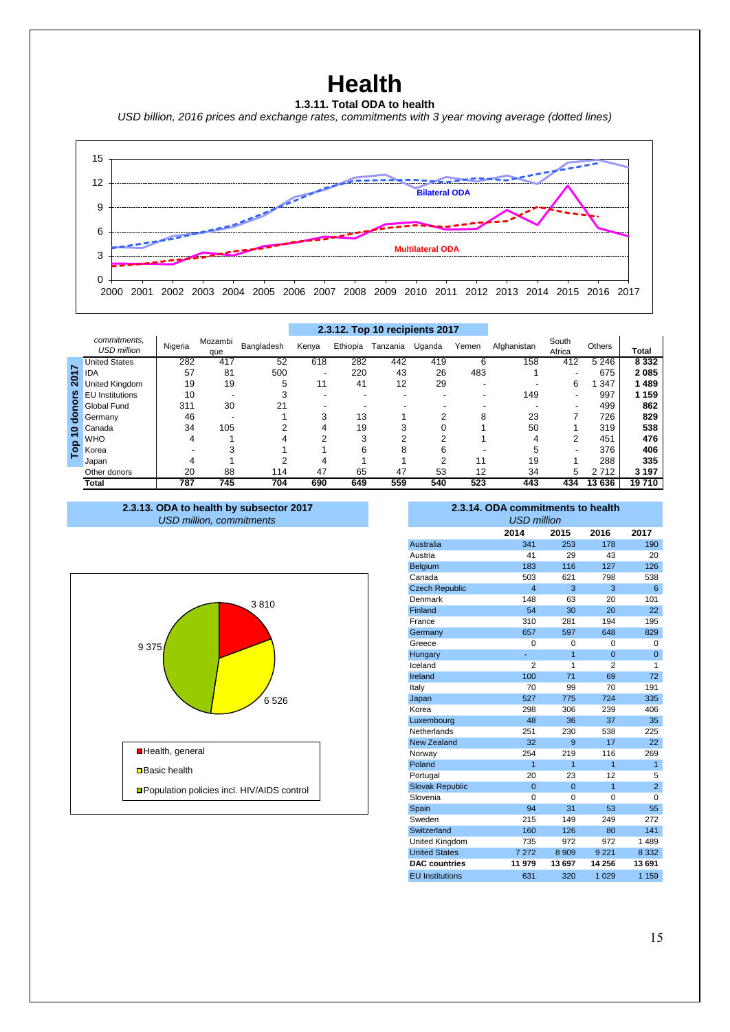# Health

### 1.3.11. Total ODA to health

*USD billion, 2016 prices and exchange rates, commitments with 3 year moving average (dotted lines)*

Bilateral ODA

Multilateral ODA

### 2.3.12. Top 10 recipients 2017

| *commitments, USD million* | Nigeria | Mozambique | Bangladesh | Kenya | Ethiopia | Tanzania | Uganda | Yemen | Afghanistan | South Africa | Others | Total |
|---|---|---|---|---|---|---|---|---|---|---|---|---|
| United States | 282 | 417 | 52 | 618 | 282 | 442 | 419 | 6 | 158 | 412 | 5 246 | **8 332** |
| IDA | 57 | 81 | 500 | - | 220 | 43 | 26 | 483 | 1 | - | 675 | **2 085** |
| United Kingdom | 19 | 19 | 5 | 11 | 41 | 12 | 29 | - | - | 6 | 1 347 | **1 489** |
| EU Institutions | 10 | - | 3 | - | - | - | - | - | 149 | - | 997 | **1 159** |
| Global Fund | 311 | 30 | 21 | - | - | - | - | - | - | - | 499 | **862** |
| Germany | 46 | - | 1 | 3 | 13 | 1 | 2 | 8 | 23 | 7 | 726 | **829** |
| Canada | 34 | 105 | 2 | 4 | 19 | 3 | 0 | 1 | 50 | 1 | 319 | **538** |
| WHO | 4 | 1 | 4 | 2 | 3 | 2 | 2 | 1 | 4 | 2 | 451 | **476** |
| Korea | - | 3 | 1 | 1 | 6 | 8 | 6 | - | 5 | - | 376 | **406** |
| Japan | 4 | 1 | 2 | 4 | 1 | 1 | 2 | 11 | 19 | 1 | 288 | **335** |
| Other donors | 20 | 88 | 114 | 47 | 65 | 47 | 53 | 12 | 34 | 5 | 2 712 | **3 197** |
| **Total** | **787** | **745** | **704** | **690** | **649** | **559** | **540** | **523** | **443** | **434** | **13 636** | **19 710** |

*(Rows United States to Japan: Top 10 donors 2017)*

### 2.3.13. ODA to health by subsector 2017

*USD million, commitments*

| Subsector | USD million |
|---|---|
| Health, general | 3 810 |
| Basic health | 6 526 |
| Population policies incl. HIV/AIDS control | 9 375 |

### 2.3.14. ODA commitments to health

*USD million*

| | 2014 | 2015 | 2016 | 2017 |
|---|---|---|---|---|
| Australia | 341 | 253 | 178 | 190 |
| Austria | 41 | 29 | 43 | 20 |
| Belgium | 183 | 116 | 127 | 126 |
| Canada | 503 | 621 | 798 | 538 |
| Czech Republic | 4 | 3 | 3 | 6 |
| Denmark | 148 | 63 | 20 | 101 |
| Finland | 54 | 30 | 20 | 22 |
| France | 310 | 281 | 194 | 195 |
| Germany | 657 | 597 | 648 | 829 |
| Greece | 0 | 0 | 0 | 0 |
| Hungary | - | 1 | 0 | 0 |
| Iceland | 2 | 1 | 2 | 1 |
| Ireland | 100 | 71 | 69 | 72 |
| Italy | 70 | 99 | 70 | 191 |
| Japan | 527 | 775 | 724 | 335 |
| Korea | 298 | 306 | 239 | 406 |
| Luxembourg | 48 | 36 | 37 | 35 |
| Netherlands | 251 | 230 | 538 | 225 |
| New Zealand | 32 | 9 | 17 | 22 |
| Norway | 254 | 219 | 116 | 269 |
| Poland | 1 | 1 | 1 | 1 |
| Portugal | 20 | 23 | 12 | 5 |
| Slovak Republic | 0 | 0 | 1 | 2 |
| Slovenia | 0 | 0 | 0 | 0 |
| Spain | 94 | 31 | 53 | 55 |
| Sweden | 215 | 149 | 249 | 272 |
| Switzerland | 160 | 126 | 80 | 141 |
| United Kingdom | 735 | 972 | 972 | 1 489 |
| United States | 7 272 | 8 909 | 9 221 | 8 332 |
| **DAC countries** | **11 979** | **13 697** | **14 256** | **13 691** |
| EU Institutions | 631 | 320 | 1 029 | 1 159 |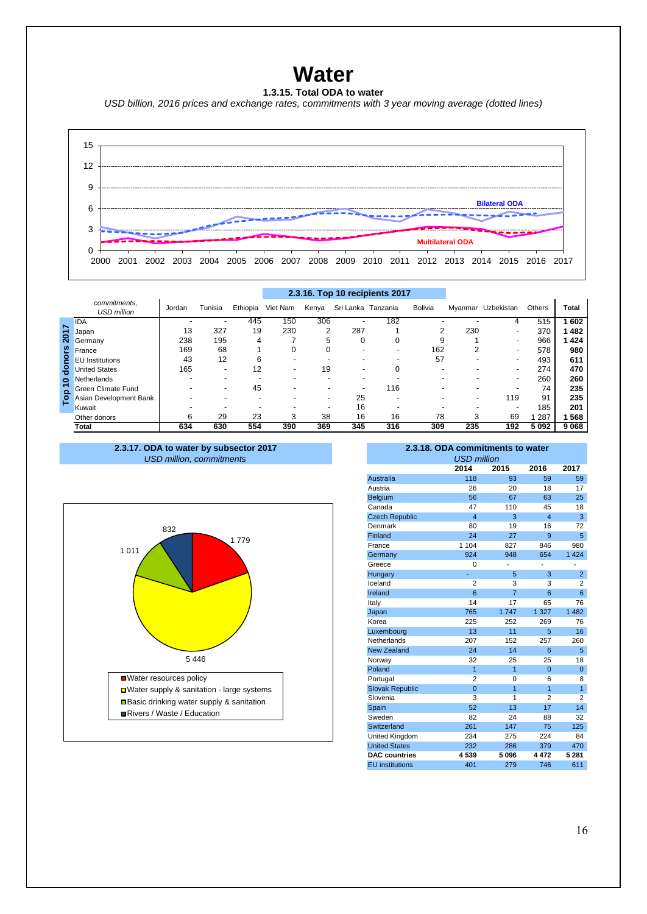# Water

**1.3.15. Total ODA to water**

*USD billion, 2016 prices and exchange rates, commitments with 3 year moving average (dotted lines)*

15
12
9
6
3
0
2000 2001 2002 2003 2004 2005 2006 2007 2008 2009 2010 2011 2012 2013 2014 2015 2016 2017
Bilateral ODA
Multilateral ODA

**2.3.16. Top 10 recipients 2017**

| Top 10 donors 2017 — *commitments, USD million* | Jordan | Tunisia | Ethiopia | Viet Nam | Kenya | Sri Lanka | Tanzania | Bolivia | Myanmar | Uzbekistan | Others | Total |
|---|---|---|---|---|---|---|---|---|---|---|---|---|
| IDA | - | - | 445 | 150 | 306 | - | 182 | - | - | 4 | 515 | **1 602** |
| Japan | 13 | 327 | 19 | 230 | 2 | 287 | 1 | 2 | 230 | - | 370 | **1 482** |
| Germany | 238 | 195 | 4 | 7 | 5 | 0 | 0 | 9 | 1 | - | 966 | **1 424** |
| France | 169 | 68 | 1 | 0 | 0 | - | - | 162 | 2 | - | 578 | **980** |
| EU Institutions | 43 | 12 | 6 | - | - | - | - | 57 | - | - | 493 | **611** |
| United States | 165 | - | 12 | - | 19 | - | 0 | - | - | - | 274 | **470** |
| Netherlands | - | - | - | - | - | - | - | - | - | - | 260 | **260** |
| Green Climate Fund | - | - | 45 | - | - | - | 116 | - | - | - | 74 | **235** |
| Asian Development Bank | - | - | - | - | - | 25 | - | - | - | 119 | 91 | **235** |
| Kuwait | - | - | - | - | - | 16 | - | - | - | - | 185 | **201** |
| Other donors | 6 | 29 | 23 | 3 | 38 | 16 | 16 | 78 | 3 | 69 | 1 287 | **1 568** |
| **Total** | **634** | **630** | **554** | **390** | **369** | **345** | **316** | **309** | **235** | **192** | **5 092** | **9 068** |

**2.3.17. ODA to water by subsector 2017**

*USD million, commitments*

1 779
5 446
1 011
832

Water resources policy
Water supply & sanitation - large systems
Basic drinking water supply & sanitation
Rivers / Waste / Education

**2.3.18. ODA commitments to water**

| *USD million* | 2014 | 2015 | 2016 | 2017 |
|---|---|---|---|---|
| Australia | 118 | 93 | 59 | 59 |
| Austria | 26 | 20 | 18 | 17 |
| Belgium | 56 | 67 | 63 | 25 |
| Canada | 47 | 110 | 45 | 18 |
| Czech Republic | 4 | 3 | 4 | 3 |
| Denmark | 80 | 19 | 16 | 72 |
| Finland | 24 | 27 | 9 | 5 |
| France | 1 104 | 827 | 846 | 980 |
| Germany | 924 | 948 | 654 | 1 424 |
| Greece | 0 | - | - | - |
| Hungary | - | 5 | 3 | 2 |
| Iceland | 2 | 3 | 3 | 2 |
| Ireland | 6 | 7 | 6 | 6 |
| Italy | 14 | 17 | 65 | 76 |
| Japan | 765 | 1 747 | 1 327 | 1 482 |
| Korea | 225 | 252 | 269 | 76 |
| Luxembourg | 13 | 11 | 5 | 16 |
| Netherlands | 207 | 152 | 257 | 260 |
| New Zealand | 24 | 14 | 6 | 5 |
| Norway | 32 | 25 | 25 | 18 |
| Poland | 1 | 1 | 0 | 0 |
| Portugal | 2 | 0 | 6 | 8 |
| Slovak Republic | 0 | 1 | 1 | 1 |
| Slovenia | 3 | 1 | 2 | 2 |
| Spain | 52 | 13 | 17 | 14 |
| Sweden | 82 | 24 | 88 | 32 |
| Switzerland | 261 | 147 | 75 | 125 |
| United Kingdom | 234 | 275 | 224 | 84 |
| United States | 232 | 286 | 379 | 470 |
| **DAC countries** | **4 539** | **5 096** | **4 472** | **5 281** |
| EU institutions | 401 | 279 | 746 | 611 |